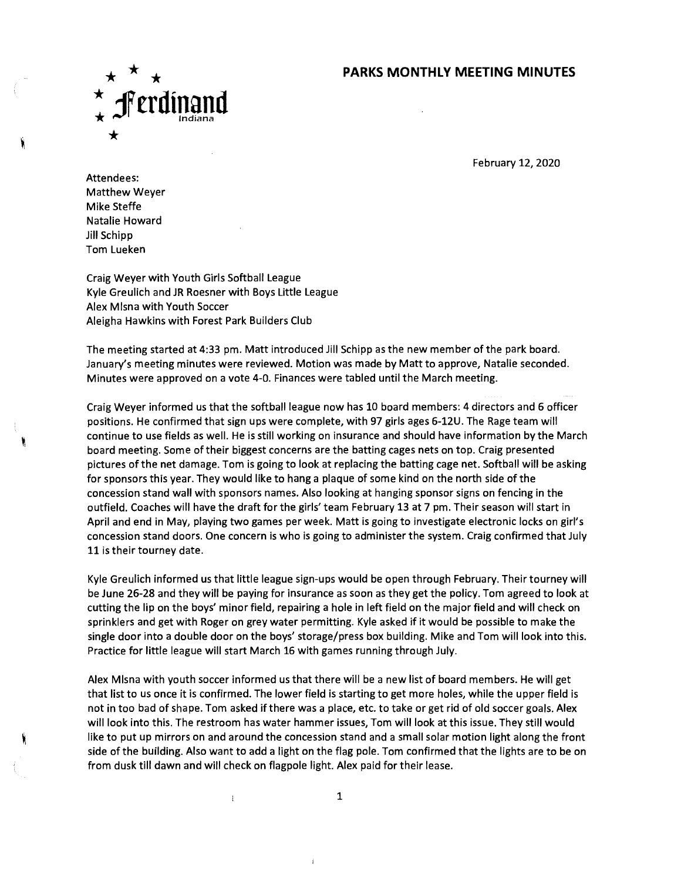Ferdinand
Indiana

# PARKS MONTHLY MEETING MINUTES

February 12, 2020

Attendees:
Matthew Weyer
Mike Steffe
Natalie Howard
Jill Schipp
Tom Lueken

Craig Weyer with Youth Girls Softball League
Kyle Greulich and JR Roesner with Boys Little League
Alex Mlsna with Youth Soccer
Aleigha Hawkins with Forest Park Builders Club

The meeting started at 4:33 pm. Matt introduced Jill Schipp as the new member of the park board. January's meeting minutes were reviewed. Motion was made by Matt to approve, Natalie seconded. Minutes were approved on a vote 4-0. Finances were tabled until the March meeting.

Craig Weyer informed us that the softball league now has 10 board members: 4 directors and 6 officer positions. He confirmed that sign ups were complete, with 97 girls ages 6-12U. The Rage team will continue to use fields as well. He is still working on insurance and should have information by the March board meeting. Some of their biggest concerns are the batting cages nets on top. Craig presented pictures of the net damage. Tom is going to look at replacing the batting cage net. Softball will be asking for sponsors this year. They would like to hang a plaque of some kind on the north side of the concession stand wall with sponsors names. Also looking at hanging sponsor signs on fencing in the outfield. Coaches will have the draft for the girls' team February 13 at 7 pm. Their season will start in April and end in May, playing two games per week. Matt is going to investigate electronic locks on girl's concession stand doors. One concern is who is going to administer the system. Craig confirmed that July 11 is their tourney date.

Kyle Greulich informed us that little league sign-ups would be open through February. Their tourney will be June 26-28 and they will be paying for insurance as soon as they get the policy. Tom agreed to look at cutting the lip on the boys' minor field, repairing a hole in left field on the major field and will check on sprinklers and get with Roger on grey water permitting. Kyle asked if it would be possible to make the single door into a double door on the boys' storage/press box building. Mike and Tom will look into this. Practice for little league will start March 16 with games running through July.

Alex Mlsna with youth soccer informed us that there will be a new list of board members. He will get that list to us once it is confirmed. The lower field is starting to get more holes, while the upper field is not in too bad of shape. Tom asked if there was a place, etc. to take or get rid of old soccer goals. Alex will look into this. The restroom has water hammer issues, Tom will look at this issue. They still would like to put up mirrors on and around the concession stand and a small solar motion light along the front side of the building. Also want to add a light on the flag pole. Tom confirmed that the lights are to be on from dusk till dawn and will check on flagpole light. Alex paid for their lease.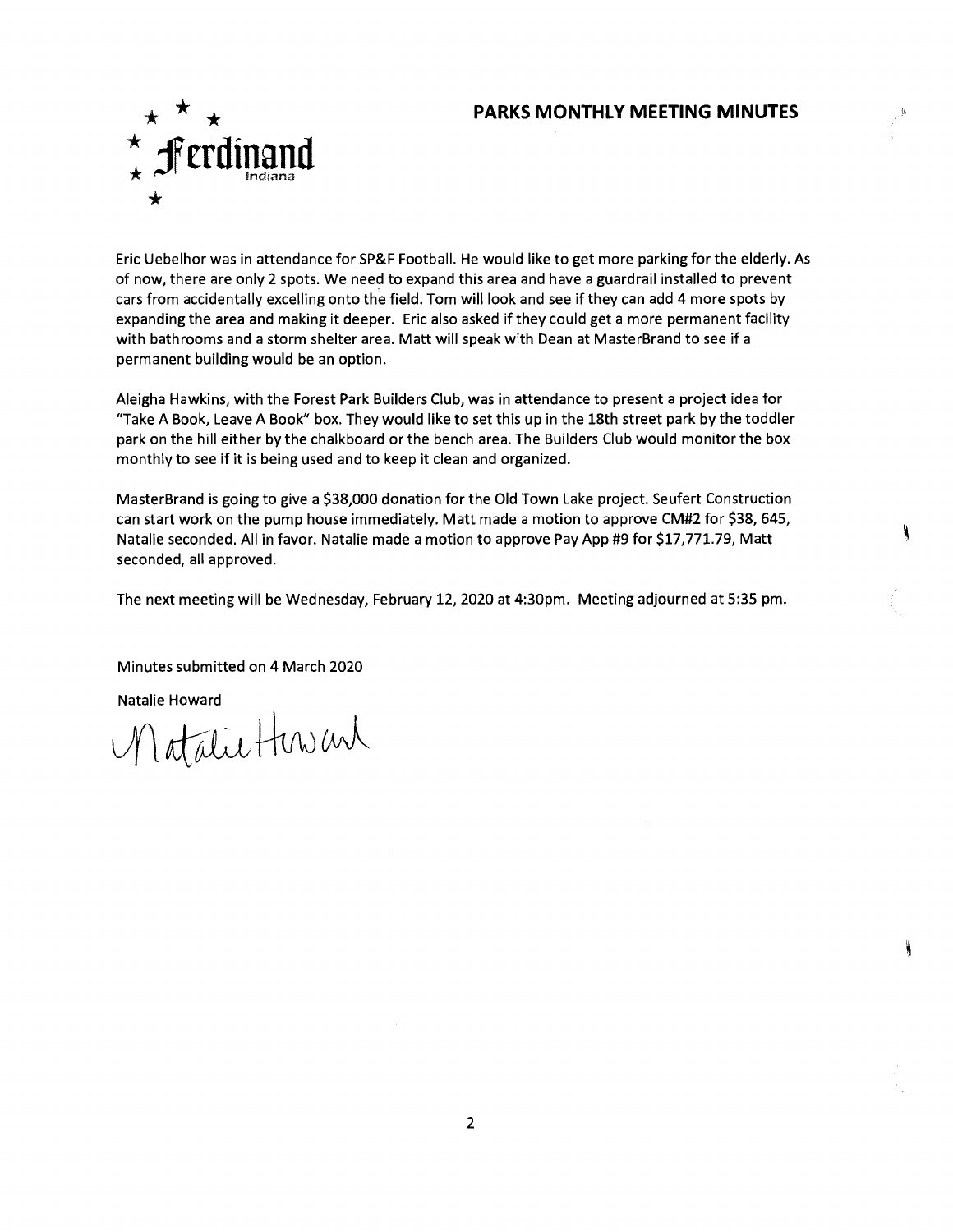Ferdinand Indiana

## PARKS MONTHLY MEETING MINUTES

Eric Uebelhor was in attendance for SP&F Football. He would like to get more parking for the elderly. As of now, there are only 2 spots. We need to expand this area and have a guardrail installed to prevent cars from accidentally excelling onto the field. Tom will look and see if they can add 4 more spots by expanding the area and making it deeper. Eric also asked if they could get a more permanent facility with bathrooms and a storm shelter area. Matt will speak with Dean at MasterBrand to see if a permanent building would be an option.

Aleigha Hawkins, with the Forest Park Builders Club, was in attendance to present a project idea for "Take A Book, Leave A Book" box. They would like to set this up in the 18th street park by the toddler park on the hill either by the chalkboard or the bench area. The Builders Club would monitor the box monthly to see if it is being used and to keep it clean and organized.

MasterBrand is going to give a $38,000 donation for the Old Town Lake project. Seufert Construction can start work on the pump house immediately. Matt made a motion to approve CM#2 for $38, 645, Natalie seconded. All in favor. Natalie made a motion to approve Pay App #9 for $17,771.79, Matt seconded, all approved.

The next meeting will be Wednesday, February 12, 2020 at 4:30pm. Meeting adjourned at 5:35 pm.

Minutes submitted on 4 March 2020

Natalie Howard

Natalie Howard